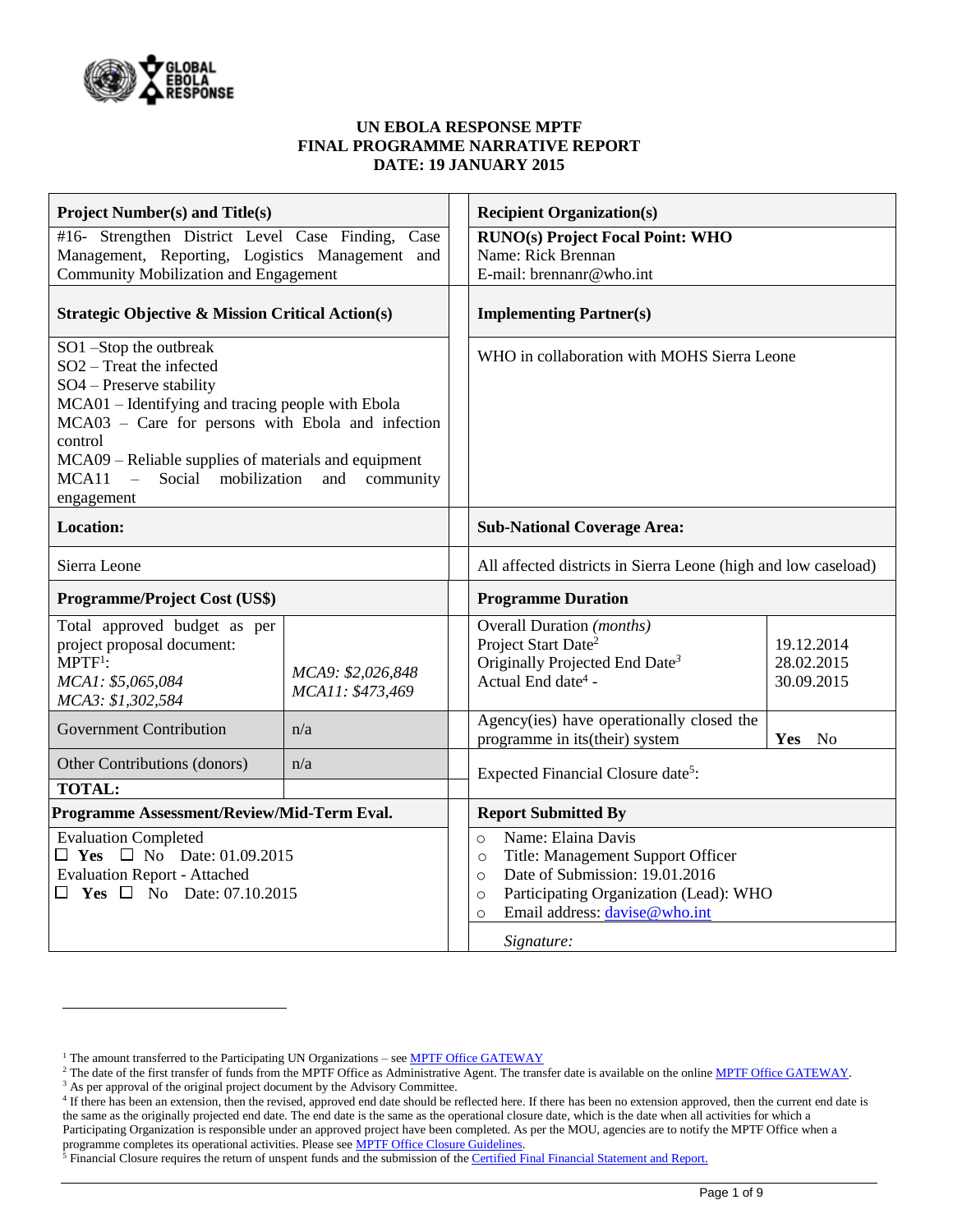**UN EBOLA RESPONSE MPTF**
**FINAL PROGRAMME NARRATIVE REPORT**
**DATE: 19 JANUARY 2015**

| **Project Number(s) and Title(s)** | | **Recipient Organization(s)** | |
|---|---|---|---|
| #16- Strengthen District Level Case Finding, Case Management, Reporting, Logistics Management and Community Mobilization and Engagement | | **RUNO(s) Project Focal Point: WHO**<br>Name: Rick Brennan<br>E-mail: brennanr@who.int | |
| **Strategic Objective & Mission Critical Action(s)** | | **Implementing Partner(s)** | |
| SO1 –Stop the outbreak<br>SO2 – Treat the infected<br>SO4 – Preserve stability<br>MCA01 – Identifying and tracing people with Ebola<br>MCA03 – Care for persons with Ebola and infection control<br>MCA09 – Reliable supplies of materials and equipment<br>MCA11 – Social mobilization and community engagement | | WHO in collaboration with MOHS Sierra Leone | |
| **Location:** | | **Sub-National Coverage Area:** | |
| Sierra Leone | | All affected districts in Sierra Leone (high and low caseload) | |
| **Programme/Project Cost (US$)** | | **Programme Duration** | |
| Total approved budget as per project proposal document:<br>MPTF[1]:<br>*MCA1: $5,065,084*<br>*MCA3: $1,302,584* | *MCA9: $2,026,848*<br>*MCA11: $473,469* | Overall Duration *(months)*<br>Project Start Date[2]<br>Originally Projected End Date[3]<br>Actual End date[4] - | 19.12.2014<br>28.02.2015<br>30.09.2015 |
| Government Contribution | n/a | Agency(ies) have operationally closed the programme in its(their) system | **Yes** No |
| Other Contributions (donors) | n/a | Expected Financial Closure date[5]: | |
| **TOTAL:** | | | |
| **Programme Assessment/Review/Mid-Term Eval.** | | **Report Submitted By** | |
| Evaluation Completed<br>☐ **Yes** ☐ No Date: 01.09.2015<br>Evaluation Report - Attached<br>☐ **Yes** ☐ No Date: 07.10.2015 | | ○ Name: Elaina Davis<br>○ Title: Management Support Officer<br>○ Date of Submission: 19.01.2016<br>○ Participating Organization (Lead): WHO<br>○ Email address: davise@who.int<br>*Signature:* | |

---

[1] The amount transferred to the Participating UN Organizations – see MPTF Office GATEWAY

[2] The date of the first transfer of funds from the MPTF Office as Administrative Agent. The transfer date is available on the online MPTF Office GATEWAY.

[3] As per approval of the original project document by the Advisory Committee.

[4] If there has been an extension, then the revised, approved end date should be reflected here. If there has been no extension approved, then the current end date is the same as the originally projected end date. The end date is the same as the operational closure date, which is the date when all activities for which a Participating Organization is responsible under an approved project have been completed. As per the MOU, agencies are to notify the MPTF Office when a programme completes its operational activities. Please see MPTF Office Closure Guidelines.

[5] Financial Closure requires the return of unspent funds and the submission of the Certified Final Financial Statement and Report.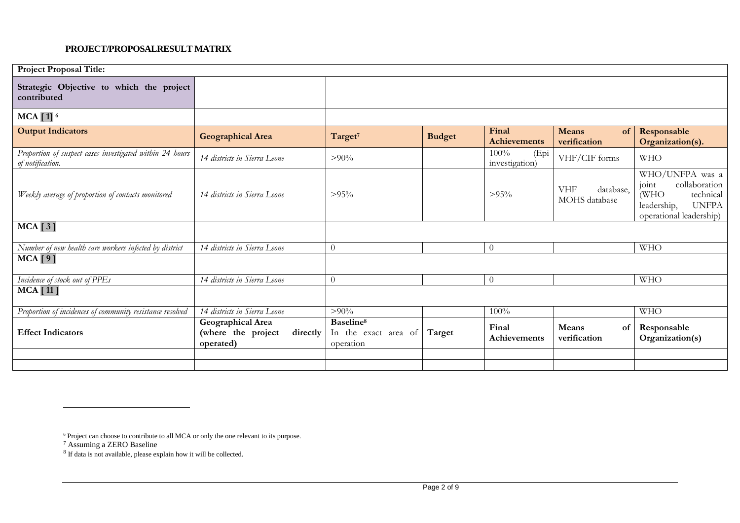**PROJECT/PROPOSALRESULT MATRIX**

| Project Proposal Title: | | | | | | |
|---|---|---|---|---|---|---|
| **Strategic Objective to which the project contributed** | | | | | | |
| **MCA [ 1]** [6] | | | | | | |
| **Output Indicators** | **Geographical Area** | **Target**[7] | **Budget** | **Final Achievements** | **Means of verification** | **Responsable Organization(s).** |
| *Proportion of suspect cases investigated within 24 hours of notification.* | *14 districts in Sierra Leone* | >90% | | 100% (Epi investigation) | VHF/CIF forms | WHO |
| *Weekly average of proportion of contacts monitored* | *14 districts in Sierra Leone* | >95% | | >95% | VHF database, MOHS database | WHO/UNFPA was a joint collaboration (WHO technical leadership, UNFPA operational leadership) |
| **MCA [ 3 ]** | | | | | | |
| *Number of new health care workers infected by district* | *14 districts in Sierra Leone* | 0 | | 0 | | WHO |
| **MCA [ 9 ]** | | | | | | |
| *Incidence of stock out of PPEs* | *14 districts in Sierra Leone* | 0 | | 0 | | WHO |
| **MCA [ 11 ]** | | | | | | |
| *Proportion of incidences of community resistance resolved* | *14 districts in Sierra Leone* | >90% | | 100% | | WHO |
| **Effect Indicators** | **Geographical Area (where the project directly operated)** | **Baseline**[8] In the exact area of operation | **Target** | **Final Achievements** | **Means of verification** | **Responsable Organization(s)** |
| | | | | | | |
| | | | | | | |

[6] Project can choose to contribute to all MCA or only the one relevant to its purpose.

[7] Assuming a ZERO Baseline

[8] If data is not available, please explain how it will be collected.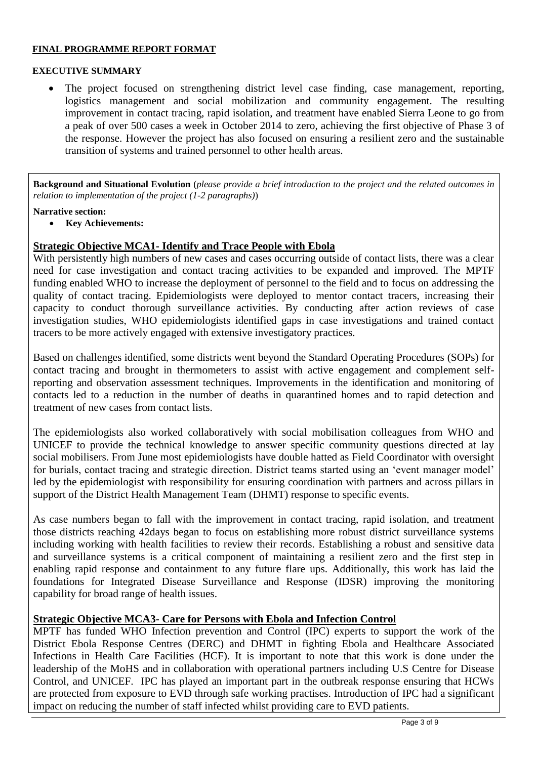**FINAL PROGRAMME REPORT FORMAT**

**EXECUTIVE SUMMARY**

- The project focused on strengthening district level case finding, case management, reporting, logistics management and social mobilization and community engagement. The resulting improvement in contact tracing, rapid isolation, and treatment have enabled Sierra Leone to go from a peak of over 500 cases a week in October 2014 to zero, achieving the first objective of Phase 3 of the response. However the project has also focused on ensuring a resilient zero and the sustainable transition of systems and trained personnel to other health areas.

**Background and Situational Evolution** (*please provide a brief introduction to the project and the related outcomes in relation to implementation of the project (1-2 paragraphs)*)

**Narrative section:**

- **Key Achievements:**

## Strategic Objective MCA1- Identify and Trace People with Ebola

With persistently high numbers of new cases and cases occurring outside of contact lists, there was a clear need for case investigation and contact tracing activities to be expanded and improved. The MPTF funding enabled WHO to increase the deployment of personnel to the field and to focus on addressing the quality of contact tracing. Epidemiologists were deployed to mentor contact tracers, increasing their capacity to conduct thorough surveillance activities. By conducting after action reviews of case investigation studies, WHO epidemiologists identified gaps in case investigations and trained contact tracers to be more actively engaged with extensive investigatory practices.

Based on challenges identified, some districts went beyond the Standard Operating Procedures (SOPs) for contact tracing and brought in thermometers to assist with active engagement and complement self-reporting and observation assessment techniques. Improvements in the identification and monitoring of contacts led to a reduction in the number of deaths in quarantined homes and to rapid detection and treatment of new cases from contact lists.

The epidemiologists also worked collaboratively with social mobilisation colleagues from WHO and UNICEF to provide the technical knowledge to answer specific community questions directed at lay social mobilisers. From June most epidemiologists have double hatted as Field Coordinator with oversight for burials, contact tracing and strategic direction. District teams started using an 'event manager model' led by the epidemiologist with responsibility for ensuring coordination with partners and across pillars in support of the District Health Management Team (DHMT) response to specific events.

As case numbers began to fall with the improvement in contact tracing, rapid isolation, and treatment those districts reaching 42days began to focus on establishing more robust district surveillance systems including working with health facilities to review their records. Establishing a robust and sensitive data and surveillance systems is a critical component of maintaining a resilient zero and the first step in enabling rapid response and containment to any future flare ups. Additionally, this work has laid the foundations for Integrated Disease Surveillance and Response (IDSR) improving the monitoring capability for broad range of health issues.

## Strategic Objective MCA3- Care for Persons with Ebola and Infection Control

MPTF has funded WHO Infection prevention and Control (IPC) experts to support the work of the District Ebola Response Centres (DERC) and DHMT in fighting Ebola and Healthcare Associated Infections in Health Care Facilities (HCF). It is important to note that this work is done under the leadership of the MoHS and in collaboration with operational partners including U.S Centre for Disease Control, and UNICEF. IPC has played an important part in the outbreak response ensuring that HCWs are protected from exposure to EVD through safe working practises. Introduction of IPC had a significant impact on reducing the number of staff infected whilst providing care to EVD patients.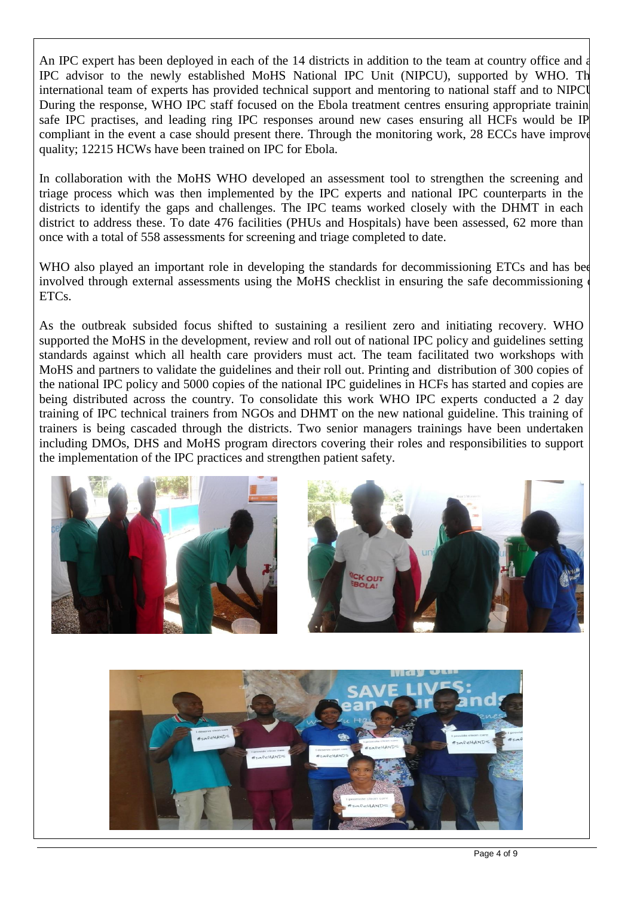An IPC expert has been deployed in each of the 14 districts in addition to the team at country office and a IPC advisor to the newly established MoHS National IPC Unit (NIPCU), supported by WHO. Th international team of experts has provided technical support and mentoring to national staff and to NIPCU During the response, WHO IPC staff focused on the Ebola treatment centres ensuring appropriate trainin safe IPC practises, and leading ring IPC responses around new cases ensuring all HCFs would be IP compliant in the event a case should present there. Through the monitoring work, 28 ECCs have improve quality; 12215 HCWs have been trained on IPC for Ebola.

In collaboration with the MoHS WHO developed an assessment tool to strengthen the screening and triage process which was then implemented by the IPC experts and national IPC counterparts in the districts to identify the gaps and challenges. The IPC teams worked closely with the DHMT in each district to address these. To date 476 facilities (PHUs and Hospitals) have been assessed, 62 more than once with a total of 558 assessments for screening and triage completed to date.

WHO also played an important role in developing the standards for decommissioning ETCs and has bee involved through external assessments using the MoHS checklist in ensuring the safe decommissioning ETCs.

As the outbreak subsided focus shifted to sustaining a resilient zero and initiating recovery. WHO supported the MoHS in the development, review and roll out of national IPC policy and guidelines setting standards against which all health care providers must act. The team facilitated two workshops with MoHS and partners to validate the guidelines and their roll out. Printing and distribution of 300 copies of the national IPC policy and 5000 copies of the national IPC guidelines in HCFs has started and copies are being distributed across the country. To consolidate this work WHO IPC experts conducted a 2 day training of IPC technical trainers from NGOs and DHMT on the new national guideline. This training of trainers is being cascaded through the districts. Two senior managers trainings have been undertaken including DMOs, DHS and MoHS program directors covering their roles and responsibilities to support the implementation of the IPC practices and strengthen patient safety.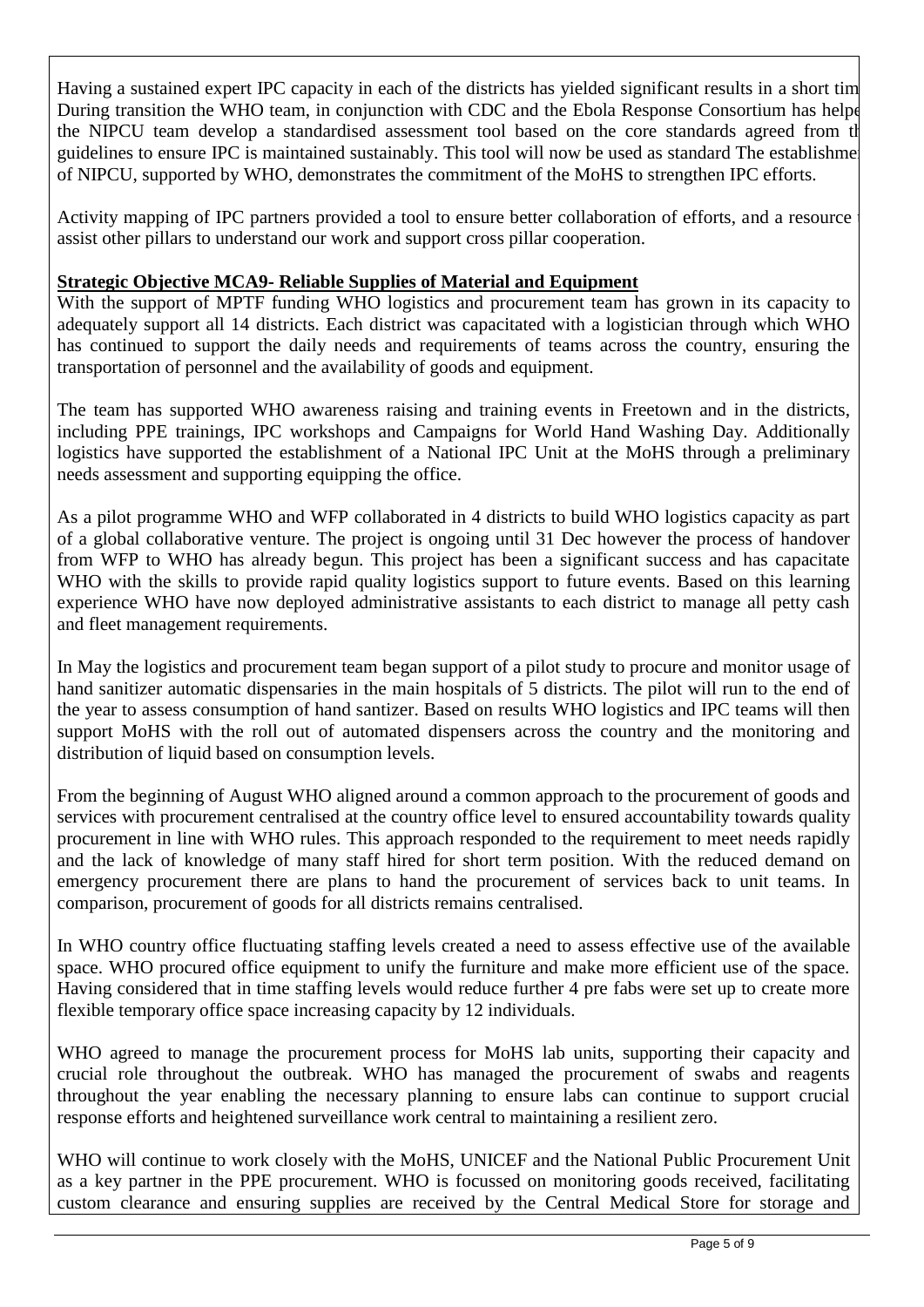Having a sustained expert IPC capacity in each of the districts has yielded significant results in a short tim During transition the WHO team, in conjunction with CDC and the Ebola Response Consortium has helpe the NIPCU team develop a standardised assessment tool based on the core standards agreed from th guidelines to ensure IPC is maintained sustainably. This tool will now be used as standard The establishme of NIPCU, supported by WHO, demonstrates the commitment of the MoHS to strengthen IPC efforts.

Activity mapping of IPC partners provided a tool to ensure better collaboration of efforts, and a resource assist other pillars to understand our work and support cross pillar cooperation.

**Strategic Objective MCA9- Reliable Supplies of Material and Equipment**

With the support of MPTF funding WHO logistics and procurement team has grown in its capacity to adequately support all 14 districts. Each district was capacitated with a logistician through which WHO has continued to support the daily needs and requirements of teams across the country, ensuring the transportation of personnel and the availability of goods and equipment.

The team has supported WHO awareness raising and training events in Freetown and in the districts, including PPE trainings, IPC workshops and Campaigns for World Hand Washing Day. Additionally logistics have supported the establishment of a National IPC Unit at the MoHS through a preliminary needs assessment and supporting equipping the office.

As a pilot programme WHO and WFP collaborated in 4 districts to build WHO logistics capacity as part of a global collaborative venture. The project is ongoing until 31 Dec however the process of handover from WFP to WHO has already begun. This project has been a significant success and has capacitate WHO with the skills to provide rapid quality logistics support to future events. Based on this learning experience WHO have now deployed administrative assistants to each district to manage all petty cash and fleet management requirements.

In May the logistics and procurement team began support of a pilot study to procure and monitor usage of hand sanitizer automatic dispensaries in the main hospitals of 5 districts. The pilot will run to the end of the year to assess consumption of hand santizer. Based on results WHO logistics and IPC teams will then support MoHS with the roll out of automated dispensers across the country and the monitoring and distribution of liquid based on consumption levels.

From the beginning of August WHO aligned around a common approach to the procurement of goods and services with procurement centralised at the country office level to ensured accountability towards quality procurement in line with WHO rules. This approach responded to the requirement to meet needs rapidly and the lack of knowledge of many staff hired for short term position. With the reduced demand on emergency procurement there are plans to hand the procurement of services back to unit teams. In comparison, procurement of goods for all districts remains centralised.

In WHO country office fluctuating staffing levels created a need to assess effective use of the available space. WHO procured office equipment to unify the furniture and make more efficient use of the space. Having considered that in time staffing levels would reduce further 4 pre fabs were set up to create more flexible temporary office space increasing capacity by 12 individuals.

WHO agreed to manage the procurement process for MoHS lab units, supporting their capacity and crucial role throughout the outbreak. WHO has managed the procurement of swabs and reagents throughout the year enabling the necessary planning to ensure labs can continue to support crucial response efforts and heightened surveillance work central to maintaining a resilient zero.

WHO will continue to work closely with the MoHS, UNICEF and the National Public Procurement Unit as a key partner in the PPE procurement. WHO is focussed on monitoring goods received, facilitating custom clearance and ensuring supplies are received by the Central Medical Store for storage and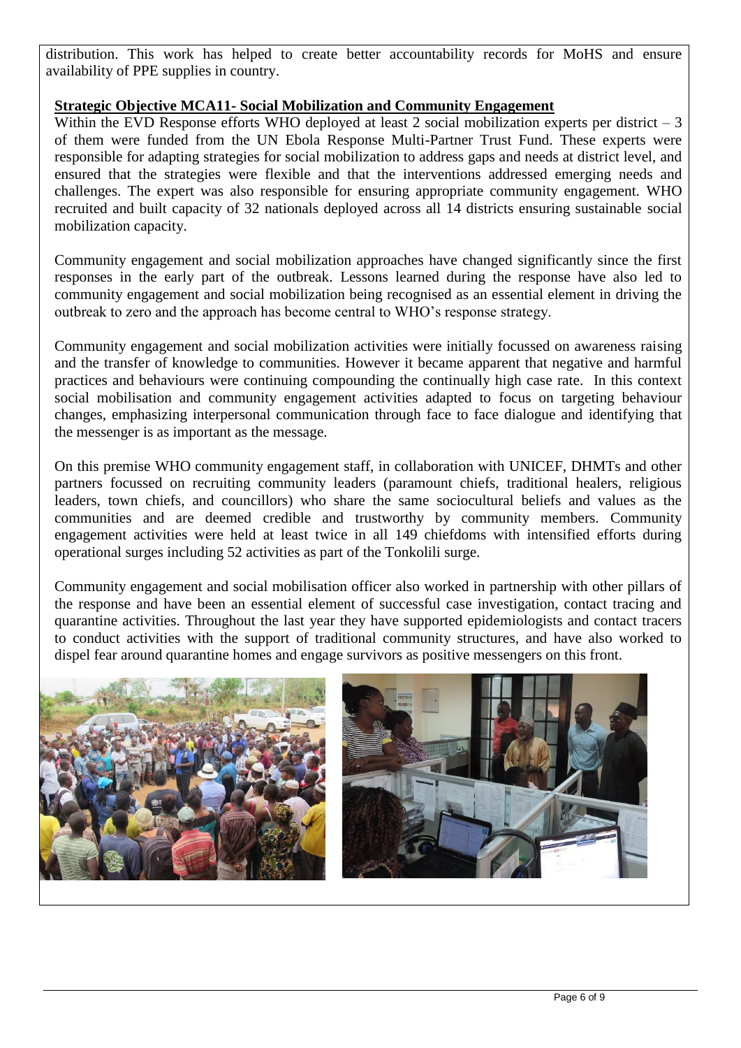distribution. This work has helped to create better accountability records for MoHS and ensure availability of PPE supplies in country.

**Strategic Objective MCA11- Social Mobilization and Community Engagement**

Within the EVD Response efforts WHO deployed at least 2 social mobilization experts per district – 3 of them were funded from the UN Ebola Response Multi-Partner Trust Fund. These experts were responsible for adapting strategies for social mobilization to address gaps and needs at district level, and ensured that the strategies were flexible and that the interventions addressed emerging needs and challenges. The expert was also responsible for ensuring appropriate community engagement. WHO recruited and built capacity of 32 nationals deployed across all 14 districts ensuring sustainable social mobilization capacity.

Community engagement and social mobilization approaches have changed significantly since the first responses in the early part of the outbreak. Lessons learned during the response have also led to community engagement and social mobilization being recognised as an essential element in driving the outbreak to zero and the approach has become central to WHO's response strategy.

Community engagement and social mobilization activities were initially focussed on awareness raising and the transfer of knowledge to communities. However it became apparent that negative and harmful practices and behaviours were continuing compounding the continually high case rate. In this context social mobilisation and community engagement activities adapted to focus on targeting behaviour changes, emphasizing interpersonal communication through face to face dialogue and identifying that the messenger is as important as the message.

On this premise WHO community engagement staff, in collaboration with UNICEF, DHMTs and other partners focussed on recruiting community leaders (paramount chiefs, traditional healers, religious leaders, town chiefs, and councillors) who share the same sociocultural beliefs and values as the communities and are deemed credible and trustworthy by community members. Community engagement activities were held at least twice in all 149 chiefdoms with intensified efforts during operational surges including 52 activities as part of the Tonkolili surge.

Community engagement and social mobilisation officer also worked in partnership with other pillars of the response and have been an essential element of successful case investigation, contact tracing and quarantine activities. Throughout the last year they have supported epidemiologists and contact tracers to conduct activities with the support of traditional community structures, and have also worked to dispel fear around quarantine homes and engage survivors as positive messengers on this front.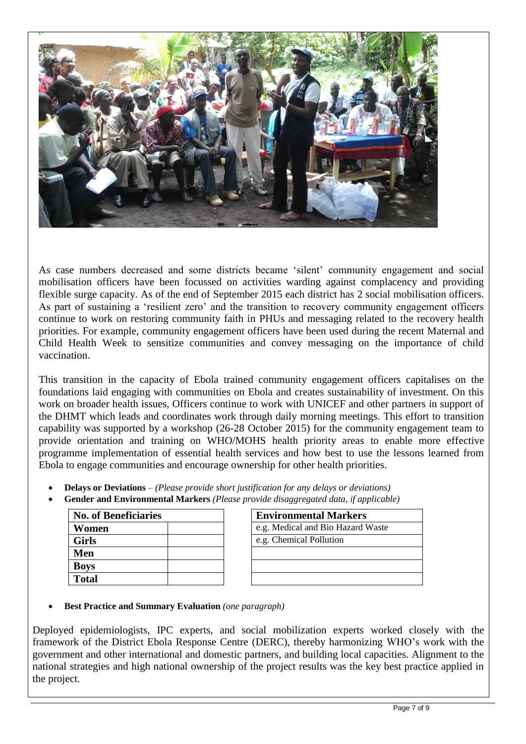As case numbers decreased and some districts became 'silent' community engagement and social mobilisation officers have been focussed on activities warding against complacency and providing flexible surge capacity. As of the end of September 2015 each district has 2 social mobilisation officers. As part of sustaining a 'resilient zero' and the transition to recovery community engagement officers continue to work on restoring community faith in PHUs and messaging related to the recovery health priorities. For example, community engagement officers have been used during the recent Maternal and Child Health Week to sensitize communities and convey messaging on the importance of child vaccination.

This transition in the capacity of Ebola trained community engagement officers capitalises on the foundations laid engaging with communities on Ebola and creates sustainability of investment. On this work on broader health issues, Officers continue to work with UNICEF and other partners in support of the DHMT which leads and coordinates work through daily morning meetings. This effort to transition capability was supported by a workshop (26-28 October 2015) for the community engagement team to provide orientation and training on WHO/MOHS health priority areas to enable more effective programme implementation of essential health services and how best to use the lessons learned from Ebola to engage communities and encourage ownership for other health priorities.

- **Delays or Deviations** – *(Please provide short justification for any delays or deviations)*
- **Gender and Environmental Markers** *(Please provide disaggregated data, if applicable)*

| No. of Beneficiaries | |
|---|---|
| **Women** | |
| **Girls** | |
| **Men** | |
| **Boys** | |
| **Total** | |

| Environmental Markers |
|---|
| e.g. Medical and Bio Hazard Waste |
| e.g. Chemical Pollution |
| |
| |
| |

- **Best Practice and Summary Evaluation** *(one paragraph)*

Deployed epidemiologists, IPC experts, and social mobilization experts worked closely with the framework of the District Ebola Response Centre (DERC), thereby harmonizing WHO's work with the government and other international and domestic partners, and building local capacities. Alignment to the national strategies and high national ownership of the project results was the key best practice applied in the project.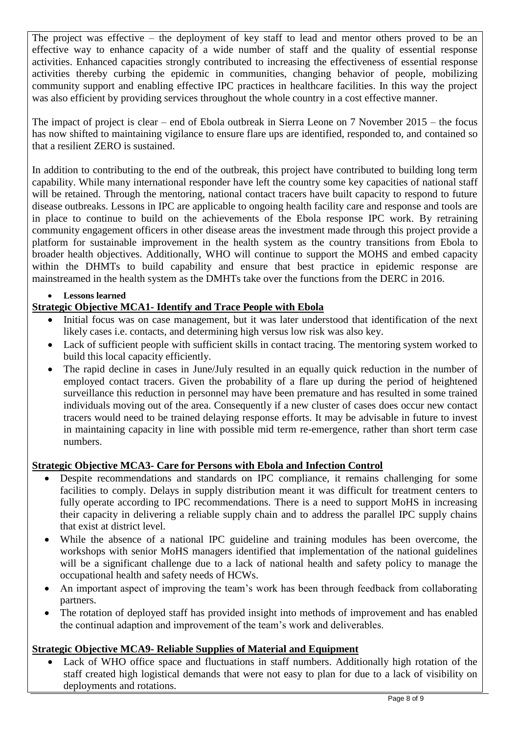The project was effective – the deployment of key staff to lead and mentor others proved to be an effective way to enhance capacity of a wide number of staff and the quality of essential response activities. Enhanced capacities strongly contributed to increasing the effectiveness of essential response activities thereby curbing the epidemic in communities, changing behavior of people, mobilizing community support and enabling effective IPC practices in healthcare facilities. In this way the project was also efficient by providing services throughout the whole country in a cost effective manner.

The impact of project is clear – end of Ebola outbreak in Sierra Leone on 7 November 2015 – the focus has now shifted to maintaining vigilance to ensure flare ups are identified, responded to, and contained so that a resilient ZERO is sustained.

In addition to contributing to the end of the outbreak, this project have contributed to building long term capability. While many international responder have left the country some key capacities of national staff will be retained. Through the mentoring, national contact tracers have built capacity to respond to future disease outbreaks. Lessons in IPC are applicable to ongoing health facility care and response and tools are in place to continue to build on the achievements of the Ebola response IPC work. By retraining community engagement officers in other disease areas the investment made through this project provide a platform for sustainable improvement in the health system as the country transitions from Ebola to broader health objectives. Additionally, WHO will continue to support the MOHS and embed capacity within the DHMTs to build capability and ensure that best practice in epidemic response are mainstreamed in the health system as the DMHTs take over the functions from the DERC in 2016.

- **Lessons learned**

**Strategic Objective MCA1- Identify and Trace People with Ebola**

- Initial focus was on case management, but it was later understood that identification of the next likely cases i.e. contacts, and determining high versus low risk was also key.
- Lack of sufficient people with sufficient skills in contact tracing. The mentoring system worked to build this local capacity efficiently.
- The rapid decline in cases in June/July resulted in an equally quick reduction in the number of employed contact tracers. Given the probability of a flare up during the period of heightened surveillance this reduction in personnel may have been premature and has resulted in some trained individuals moving out of the area. Consequently if a new cluster of cases does occur new contact tracers would need to be trained delaying response efforts. It may be advisable in future to invest in maintaining capacity in line with possible mid term re-emergence, rather than short term case numbers.

**Strategic Objective MCA3- Care for Persons with Ebola and Infection Control**

- Despite recommendations and standards on IPC compliance, it remains challenging for some facilities to comply. Delays in supply distribution meant it was difficult for treatment centers to fully operate according to IPC recommendations. There is a need to support MoHS in increasing their capacity in delivering a reliable supply chain and to address the parallel IPC supply chains that exist at district level.
- While the absence of a national IPC guideline and training modules has been overcome, the workshops with senior MoHS managers identified that implementation of the national guidelines will be a significant challenge due to a lack of national health and safety policy to manage the occupational health and safety needs of HCWs.
- An important aspect of improving the team's work has been through feedback from collaborating partners.
- The rotation of deployed staff has provided insight into methods of improvement and has enabled the continual adaption and improvement of the team's work and deliverables.

**Strategic Objective MCA9- Reliable Supplies of Material and Equipment**

- Lack of WHO office space and fluctuations in staff numbers. Additionally high rotation of the staff created high logistical demands that were not easy to plan for due to a lack of visibility on deployments and rotations.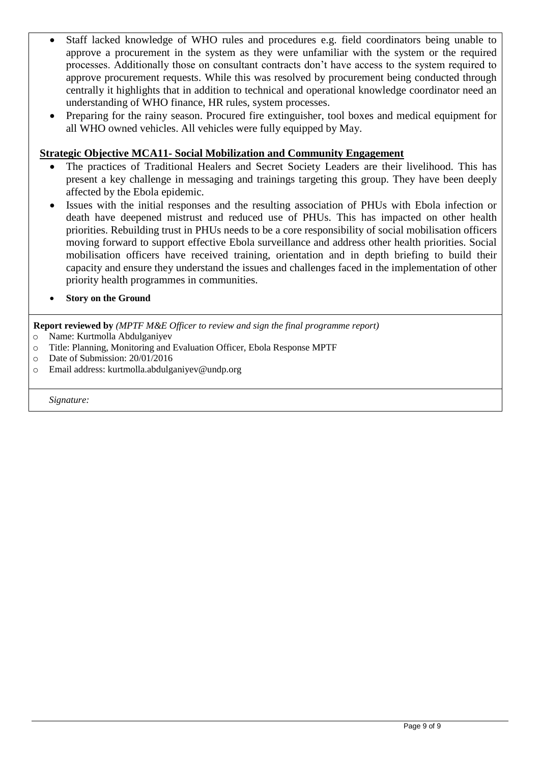- Staff lacked knowledge of WHO rules and procedures e.g. field coordinators being unable to approve a procurement in the system as they were unfamiliar with the system or the required processes. Additionally those on consultant contracts don't have access to the system required to approve procurement requests. While this was resolved by procurement being conducted through centrally it highlights that in addition to technical and operational knowledge coordinator need an understanding of WHO finance, HR rules, system processes.
- Preparing for the rainy season. Procured fire extinguisher, tool boxes and medical equipment for all WHO owned vehicles. All vehicles were fully equipped by May.

**Strategic Objective MCA11- Social Mobilization and Community Engagement**

- The practices of Traditional Healers and Secret Society Leaders are their livelihood. This has present a key challenge in messaging and trainings targeting this group. They have been deeply affected by the Ebola epidemic.
- Issues with the initial responses and the resulting association of PHUs with Ebola infection or death have deepened mistrust and reduced use of PHUs. This has impacted on other health priorities. Rebuilding trust in PHUs needs to be a core responsibility of social mobilisation officers moving forward to support effective Ebola surveillance and address other health priorities. Social mobilisation officers have received training, orientation and in depth briefing to build their capacity and ensure they understand the issues and challenges faced in the implementation of other priority health programmes in communities.
- **Story on the Ground**

**Report reviewed by** *(MPTF M&E Officer to review and sign the final programme report)*

- Name: Kurtmolla Abdulganiyev
- Title: Planning, Monitoring and Evaluation Officer, Ebola Response MPTF
- Date of Submission: 20/01/2016
- Email address: kurtmolla.abdulganiyev@undp.org

*Signature:*